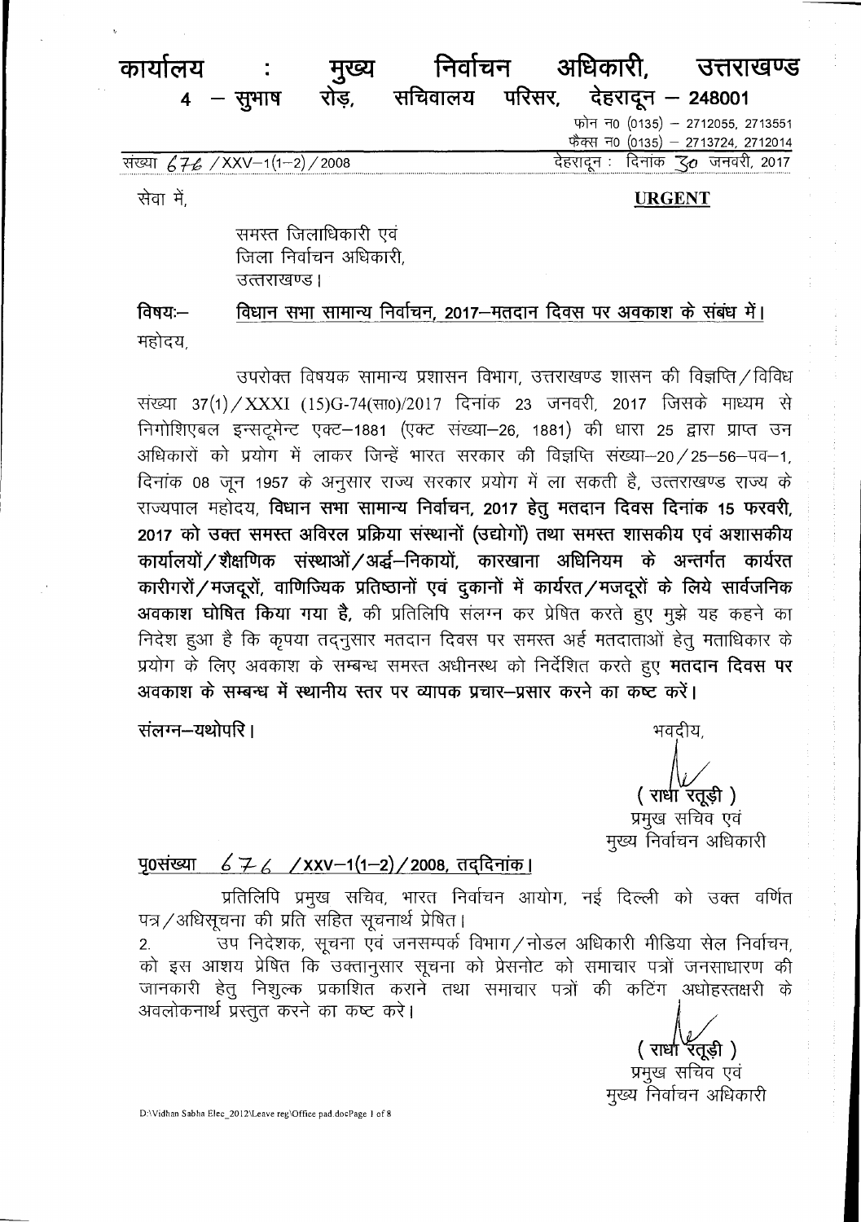# कार्यालय : मुख्य निर्वाचन अधिकारी, उत्तराखण्ड

4 – सुभाष रोड़, सचिवालय परिसर, देहरादून – 248001

फोन न0 (0135) – 2712055, 2713551
फैक्स न0 (0135) – 2713724, 2712014

संख्या 676 /XXV–1(1–2)/2008 देहरादून : दिनांक 30 जनवरी, 2017

सेवा में, **URGENT**

समस्त जिलाधिकारी एवं
जिला निर्वाचन अधिकारी,
उत्तराखण्ड।

विषयः– विधान सभा सामान्य निर्वाचन, 2017–मतदान दिवस पर अवकाश के संबंध में।

महोदय,

उपरोक्त विषयक सामान्य प्रशासन विभाग, उत्तराखण्ड शासन की विज्ञप्ति/विविध संख्या 37(1)/XXXI (15)G-74(सा0)/2017 दिनांक 23 जनवरी, 2017 जिसके माध्यम से निगोशिएबल इन्सट्रूमेन्ट एक्ट–1881 (एक्ट संख्या–26, 1881) की धारा 25 द्वारा प्राप्त उन अधिकारों को प्रयोग में लाकर जिन्हें भारत सरकार की विज्ञप्ति संख्या–20/25–56–पव–1, दिनांक 08 जून 1957 के अनुसार राज्य सरकार प्रयोग में ला सकती है, उत्तराखण्ड राज्य के राज्यपाल महोदय, **विधान सभा सामान्य निर्वाचन, 2017 हेतु मतदान दिवस दिनांक 15 फरवरी, 2017 को उक्त समस्त अविरल प्रक्रिया संस्थानों (उद्योगों) तथा समस्त शासकीय एवं अशासकीय कार्यालयों/शैक्षणिक संस्थाओं/अर्द्ध–निकायों, कारखाना अधिनियम के अन्तर्गत कार्यरत कारीगरों/मजदूरों, वाणिज्यिक प्रतिष्ठानों एवं दुकानों में कार्यरत/मजदूरों के लिये सार्वजनिक अवकाश घोषित किया गया है,** की प्रतिलिपि संलग्न कर प्रेषित करते हुए मुझे यह कहने का निदेश हुआ है कि कृपया तद्नुसार मतदान दिवस पर समस्त अर्ह मतदाताओं हेतु मताधिकार के प्रयोग के लिए अवकाश के सम्बन्ध समस्त अधीनस्थ को निर्देशित करते हुए **मतदान दिवस पर अवकाश के सम्बन्ध में स्थानीय स्तर पर व्यापक प्रचार–प्रसार करने का कष्ट करें।**

**संलग्न–यथोपरि।**

भवदीय,

( राधा रतूड़ी )
प्रमुख सचिव एवं
मुख्य निर्वाचन अधिकारी

**पृ0संख्या 676 /XXV–1(1–2)/2008, तद्दिनांक।**

प्रतिलिपि प्रमुख सचिव, भारत निर्वाचन आयोग, नई दिल्ली को उक्त वर्णित पत्र/अधिसूचना की प्रति सहित सूचनार्थ प्रेषित।

2. उप निदेशक, सूचना एवं जनसम्पर्क विभाग/नोडल अधिकारी मीडिया सेल निर्वाचन, को इस आशय प्रेषित कि उक्तानुसार सूचना को प्रेसनोट को समाचार पत्रों जनसाधारण की जानकारी हेतु निशुल्क प्रकाशित कराने तथा समाचार पत्रों की कटिंग अधोहस्तक्षरी के अवलोकनार्थ प्रस्तुत करने का कष्ट करे।

( राधा रतूड़ी )
प्रमुख सचिव एवं
मुख्य निर्वाचन अधिकारी

D:\Vidhan Sabha Elec_2012\Leave reg\Office pad.docPage 1 of 8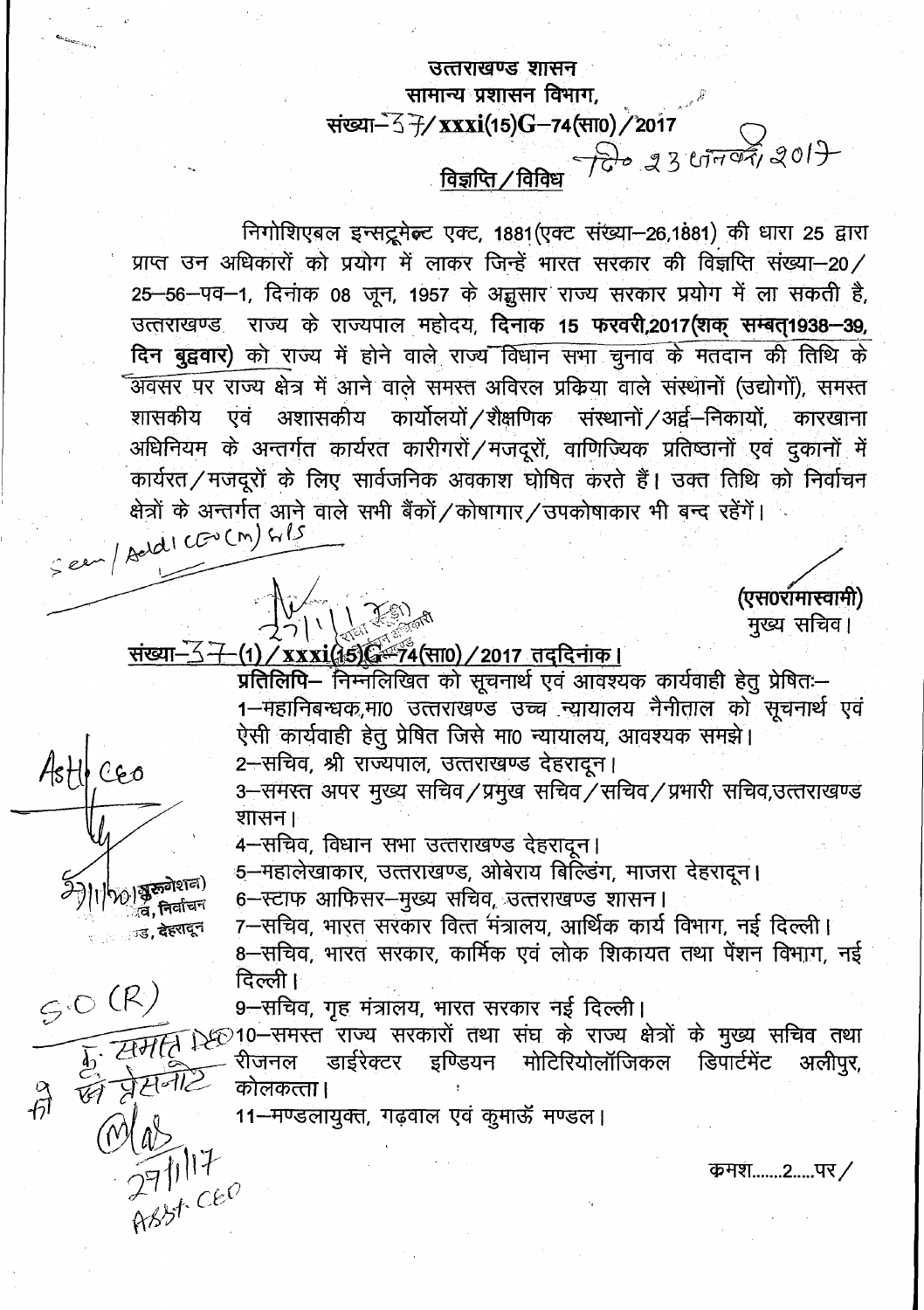उत्तराखण्ड शासन

सामान्य प्रशासन विभाग,

संख्या–37/xxxi(15)G–74(सा0)/2017

दि० 23 जनवरी 2017

**विज्ञप्ति / विविध**

निगोशिएबल इन्सट्रूमेन्ट एक्ट, 1881(एक्ट संख्या–26,1881) की धारा 25 द्वारा प्राप्त उन अधिकारों को प्रयोग में लाकर जिन्हें भारत सरकार की विज्ञप्ति संख्या–20/25–56–पव–1, दिनांक 08 जून, 1957 के अनुसार राज्य सरकार प्रयोग में ला सकती है, उत्तराखण्ड राज्य के राज्यपाल महोदय, **दिनाक 15 फरवरी,2017(शक् सम्वत्1938–39, दिन बुद्वार)** को राज्य में होने वाले राज्य विधान सभा चुनाव के मतदान की तिथि के अवसर पर राज्य क्षेत्र में आने वाले समस्त अविरल प्रकिया वाले संस्थानों (उद्योगों), समस्त शासकीय एवं अशासकीय कार्यालयों/शैक्षणिक संस्थानों/अर्द्व–निकायों, कारखाना अधिनियम के अन्तर्गत कार्यरत कारीगरों/मजदूरों, वाणिज्यिक प्रतिष्ठानों एवं दुकानों में कार्यरत/मजदूरों के लिए सार्वजनिक अवकाश घोषित करते हैं। उक्त तिथि को निर्वाचन क्षेत्रों के अन्तर्गत आने वाले सभी बैंकों/कोषागार/उपकोषाकार भी बन्द रहेंगें।

Seen / Addl CEO (M) S/S

(एस0रामास्वामी)

मुख्य सचिव।

**संख्या–37–(1)/xxxi(15)G–74(सा0)/2017 तददिनांक।**

**प्रतिलिपि**– निम्नलिखित को सूचनार्थ एवं आवश्यक कार्यवाही हेतु प्रेषितः–

1–महानिबन्धक,मा0 उत्तराखण्ड उच्च न्यायालय नैनीताल को सूचनार्थ एवं ऐसी कार्यवाही हेतु प्रेषित जिसे मा0 न्यायालय, आवश्यक समझे।

2–सचिव, श्री राज्यपाल, उत्तराखण्ड देहरादून।

3–समस्त अपर मुख्य सचिव/प्रमुख सचिव/सचिव/प्रभारी सचिव,उत्तराखण्ड शासन।

4–सचिव, विधान सभा उत्तराखण्ड देहरादून।

5–महालेखाकार, उत्तराखण्ड, ओबेराय बिल्डिंग, माजरा देहरादून।

6–स्टाफ आफिसर–मुख्य सचिव, उत्तराखण्ड शासन।

7–सचिव, भारत सरकार वित्त मंत्रालय, आर्थिक कार्य विभाग, नई दिल्ली।

8–सचिव, भारत सरकार, कार्मिक एवं लोक शिकायत तथा पेंशन विभाग, नई दिल्ली।

9–सचिव, गृह मंत्रालय, भारत सरकार नई दिल्ली।

10–समस्त राज्य सरकारों तथा संघ के राज्य क्षेत्रों के मुख्य सचिव तथा रीजनल डाईरेक्टर इण्डियन मोटिरियोलॉजिकल डिपार्टमेंट अलीपुर, कोलकत्ता।

11–मण्डलायुक्त, गढ़वाल एवं कुमाऊँ मण्डल।

Asstt CEO

S.O (R)

कृ. समस्त RO को प्रेसनोट

27/1/17 Asst. CEO

क्रमश.......2.....पर/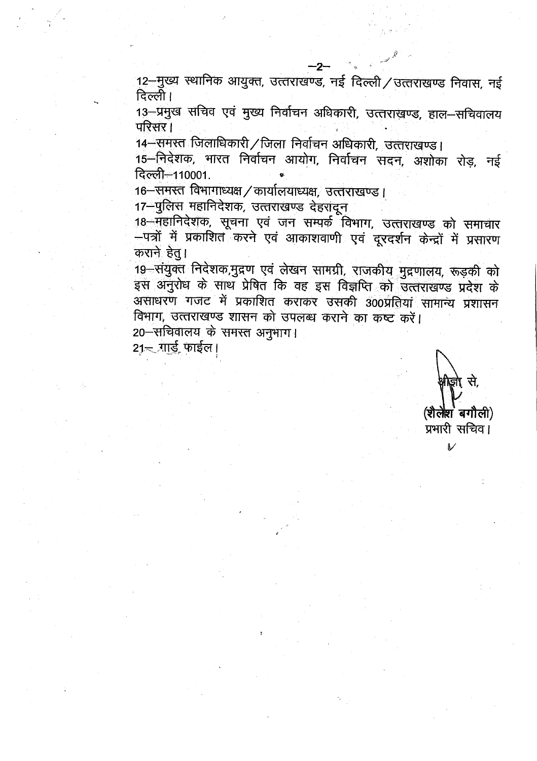12–मुख्य स्थानिक आयुक्त, उत्तराखण्ड, नई दिल्ली / उत्तराखण्ड निवास, नई दिल्ली।

13–प्रमुख सचिव एवं मुख्य निर्वाचन अधिकारी, उत्तराखण्ड, हाल–सचिवालय परिसर।

14–समस्त जिलाधिकारी / जिला निर्वाचन अधिकारी, उत्तराखण्ड।

15–निदेशक, भारत निर्वाचन आयोग, निर्वाचन सदन, अशोका रोड़, नई दिल्ली–110001.

16–समस्त विभागाध्यक्ष / कार्यालयाध्यक्ष, उत्तराखण्ड।

17–पुलिस महानिदेशक, उत्तराखण्ड देहरादून

18–महानिदेशक, सूचना एवं जन सम्पर्क विभाग, उत्तराखण्ड को समाचार –पत्रों में प्रकाशित करने एवं आकाशवाणी एवं दूरदर्शन केन्द्रों में प्रसारण कराने हेतु।

19–संयुक्त निदेशक,मुद्रण एवं लेखन सामग्री, राजकीय मुद्रणालय, रूड़की को इस अनुरोध के साथ प्रेषित कि वह इस विज्ञप्ति को उत्तराखण्ड प्रदेश के असाधरण गजट में प्रकाशित कराकर उसकी 300प्रतियां सामान्य प्रशासन विभाग, उत्तराखण्ड शासन को उपलब्ध कराने का कष्ट करें।

20–सचिवालय के समस्त अनुभाग।

21– गार्ड फाईल।

आज्ञा से,

(शैलेश बगौली)
प्रभारी सचिव।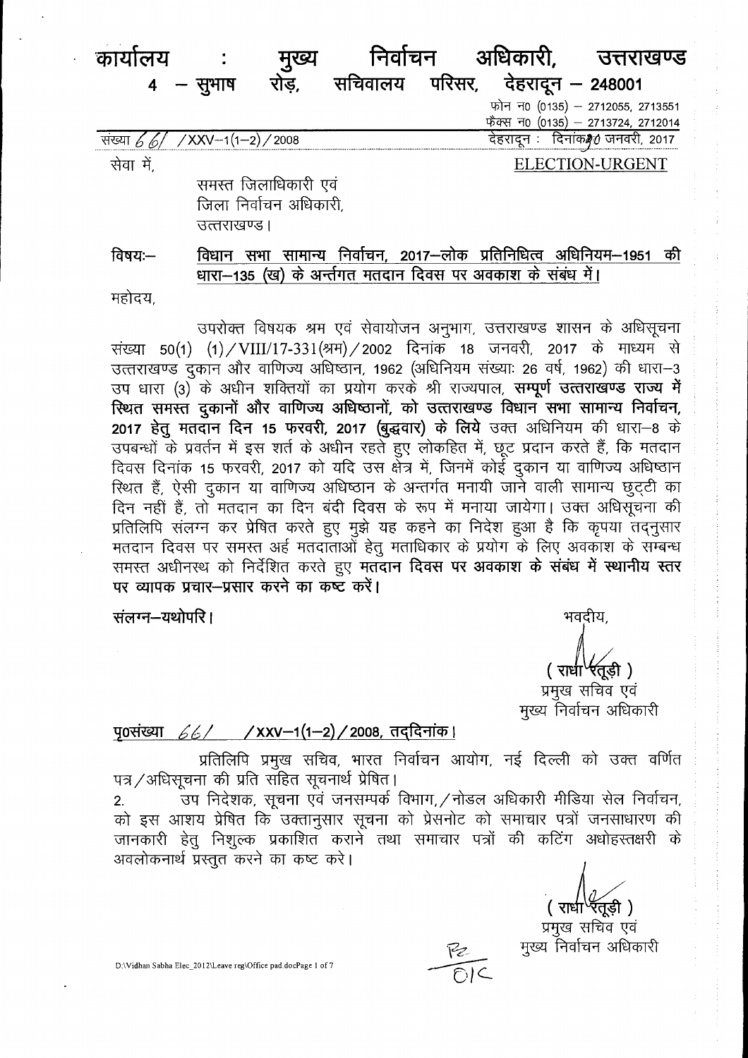# कार्यालय : मुख्य निर्वाचन अधिकारी, उत्तराखण्ड

**4 – सुभाष रोड़, सचिवालय परिसर, देहरादून – 248001**

फोन न0 (0135) – 2712055, 2713551
फैक्स न0 (0135) – 2713724, 2712014

संख्या 66 / XXV–1(1–2) / 2008                                        देहरादून : दिनांक 20 जनवरी, 2017

सेवा में,                                                                                 ELECTION-URGENT

समस्त जिलाधिकारी एवं
जिला निर्वाचन अधिकारी,
उत्तराखण्ड।

विषयः– **विधान सभा सामान्य निर्वाचन, 2017–लोक प्रतिनिधित्व अधिनियम–1951 की धारा–135 (ख) के अन्तर्गत मतदान दिवस पर अवकाश के संबंध में।**

महोदय,

उपरोक्त विषयक श्रम एवं सेवायोजन अनुभाग, उत्तराखण्ड शासन के अधिसूचना संख्या 50(1) (1)/VIII/17-331(श्रम)/2002 दिनांक 18 जनवरी, 2017 के माध्यम से उत्तराखण्ड दुकान और वाणिज्य अधिष्ठान, 1962 (अधिनियम संख्याः 26 वर्ष, 1962) की धारा–3 उप धारा (3) के अधीन शक्तियों का प्रयोग करके श्री राज्यपाल, **सम्पूर्ण उत्तराखण्ड राज्य में स्थित समस्त दुकानों और वाणिज्य अधिष्ठानों, को उत्तराखण्ड विधान सभा सामान्य निर्वाचन, 2017 हेतु मतदान दिन 15 फरवरी, 2017 (बुद्धवार) के लिये** उक्त अधिनियम की धारा–8 के उपबन्धों के प्रवर्तन में इस शर्त के अधीन रहते हुए लोकहित में, छूट प्रदान करते हैं, कि मतदान दिवस दिनांक 15 फरवरी, 2017 को यदि उस क्षेत्र में, जिनमें कोई दुकान या वाणिज्य अधिष्ठान स्थित हैं, ऐसी दुकान या वाणिज्य अधिष्ठान के अन्तर्गत मनायी जाने वाली सामान्य छुट्टी का दिन नहीं हैं, तो मतदान का दिन बंदी दिवस के रूप में मनाया जायेगा। उक्त अधिसूचना की प्रतिलिपि संलग्न कर प्रेषित करते हुए मुझे यह कहने का निदेश हुआ है कि कृपया तद्नुसार मतदान दिवस पर समस्त अर्ह मतदाताओं हेतु मताधिकार के प्रयोग के लिए अवकाश के सम्बन्ध समस्त अधीनस्थ को निर्देशित करते हुए **मतदान दिवस पर अवकाश के संबंध में स्थानीय स्तर पर व्यापक प्रचार–प्रसार करने का कष्ट करें।**

**संलग्न–यथोपरि।**

भवदीय,

( राधा रतूड़ी )
प्रमुख सचिव एवं
मुख्य निर्वाचन अधिकारी

**पृ0संख्या 66 / XXV–1(1–2) / 2008, तद्दिनांक।**

प्रतिलिपि प्रमुख सचिव, भारत निर्वाचन आयोग, नई दिल्ली को उक्त वर्णित पत्र / अधिसूचना की प्रति सहित सूचनार्थ प्रेषित।

2. उप निदेशक, सूचना एवं जनसम्पर्क विभाग, / नोडल अधिकारी मीडिया सेल निर्वाचन, को इस आशय प्रेषित कि उक्तानुसार सूचना को प्रेसनोट को समाचार पत्रों जनसाधारण की जानकारी हेतु निशुल्क प्रकाशित कराने तथा समाचार पत्रों की कटिंग अधोहस्तक्षरी के अवलोकनार्थ प्रस्तुत करने का कष्ट करे।

( राधा रतूड़ी )
प्रमुख सचिव एवं
मुख्य निर्वाचन अधिकारी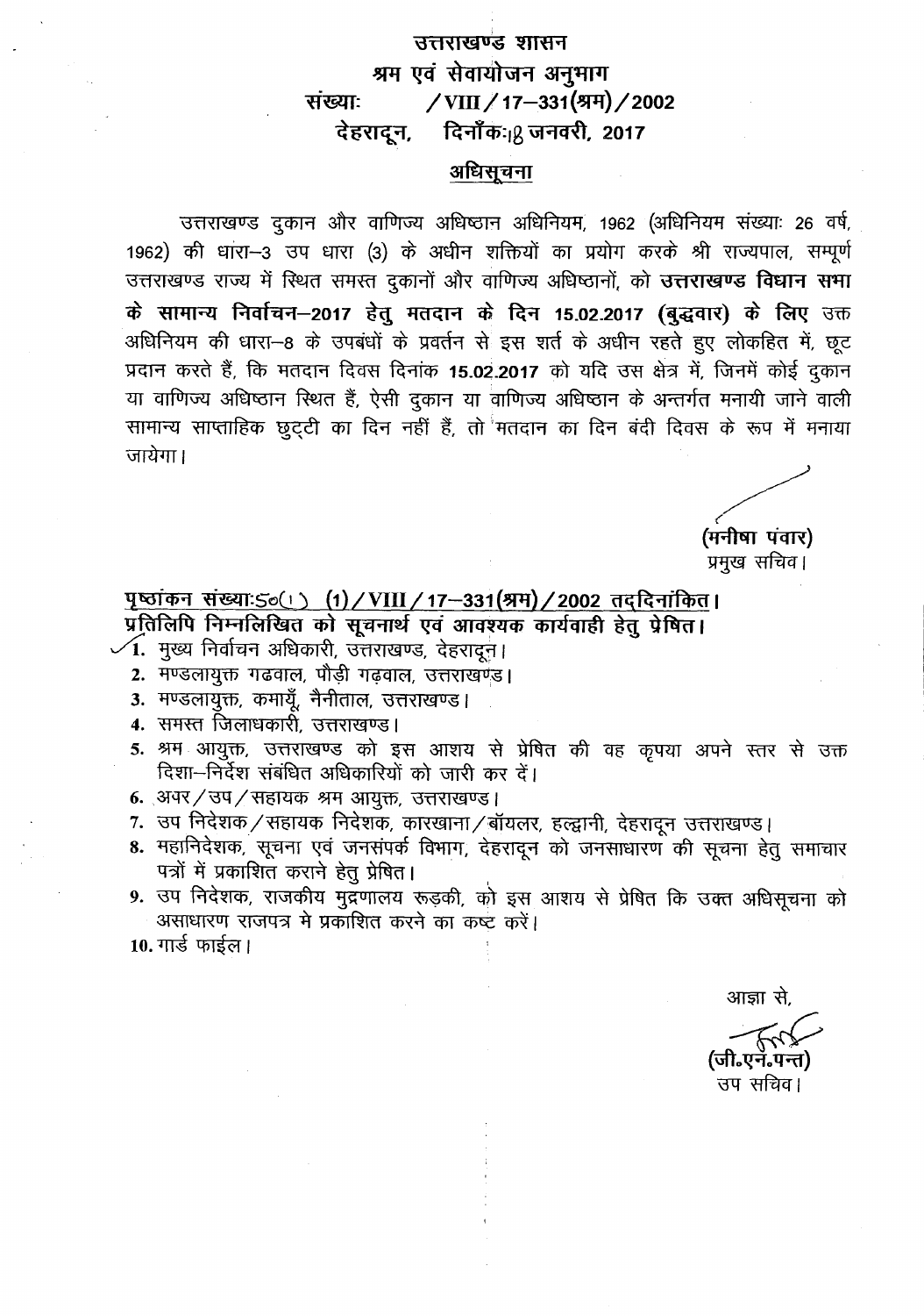# उत्तराखण्ड शासन
## श्रम एवं सेवायोजन अनुभाग

संख्याः /VIII/17–331(श्रम)/2002

देहरादून, दिनाँकः 18 जनवरी, 2017

## अधिसूचना

उत्तराखण्ड दुकान और वाणिज्य अधिष्ठान अधिनियम, 1962 (अधिनियम संख्याः 26 वर्ष, 1962) की धारा–3 उप धारा (3) के अधीन शक्तियों का प्रयोग करके श्री राज्यपाल, सम्पूर्ण उत्तराखण्ड राज्य में स्थित समस्त दुकानों और वाणिज्य अधिष्ठानों, को **उत्तराखण्ड विधान सभा के सामान्य निर्वाचन–2017 हेतु मतदान के दिन 15.02.2017 (बुद्धवार) के लिए** उक्त अधिनियम की धारा–8 के उपबंधों के प्रवर्तन से इस शर्त के अधीन रहते हुए लोकहित में, छूट प्रदान करते हैं, कि मतदान दिवस दिनांक **15.02.2017** को यदि उस क्षेत्र में, जिनमें कोई दुकान या वाणिज्य अधिष्ठान स्थित हैं, ऐसी दुकान या वाणिज्य अधिष्ठान के अन्तर्गत मनायी जाने वाली सामान्य साप्ताहिक छुट्टी का दिन नहीं हैं, तो मतदान का दिन बंदी दिवस के रूप में मनाया जायेगा।

**(मनीषा पंवार)**
प्रमुख सचिव।

**पृष्ठांकन संख्याः 50(1) (1)/VIII/17–331(श्रम)/2002 तद्दिनांकित।**
**प्रतिलिपि निम्नलिखित को सूचनार्थ एवं आवश्यक कार्यवाही हेतु प्रेषित।**

1. मुख्य निर्वाचन अधिकारी, उत्तराखण्ड, देहरादून।
2. मण्डलायुक्त गढवाल, पौड़ी गढ़वाल, उत्तराखण्ड।
3. मण्डलायुक्त, कमायूँ, नैनीताल, उत्तराखण्ड।
4. समस्त जिलाधकारी, उत्तराखण्ड।
5. श्रम आयुक्त, उत्तराखण्ड को इस आशय से प्रेषित की वह कृपया अपने स्तर से उक्त दिशा–निर्देश संबंधित अधिकारियों को जारी कर दें।
6. अपर/उप/सहायक श्रम आयुक्त, उत्तराखण्ड।
7. उप निदेशक/सहायक निदेशक, कारखाना/बॉयलर, हल्द्वानी, देहरादून उत्तराखण्ड।
8. महानिदेशक, सूचना एवं जनसंपर्क विभाग, देहरादून को जनसाधारण की सूचना हेतु समाचार पत्रों में प्रकाशित कराने हेतु प्रेषित।
9. उप निदेशक, राजकीय मुद्रणालय रूड़की, को इस आशय से प्रेषित कि उक्त अधिसूचना को असाधारण राजपत्र मे प्रकाशित करने का कष्ट करें।
10. गार्ड फाईल।

आज्ञा से,

**(जी०एन०पन्त)**
उप सचिव।